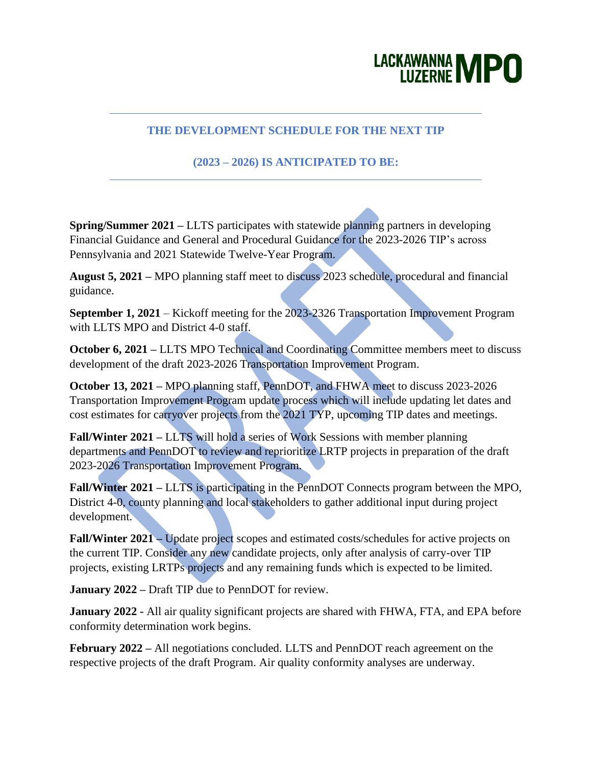LACKAWANNA LUZERNE MPO

## THE DEVELOPMENT SCHEDULE FOR THE NEXT TIP

## (2023 – 2026) IS ANTICIPATED TO BE:

**Spring/Summer 2021 –** LLTS participates with statewide planning partners in developing Financial Guidance and General and Procedural Guidance for the 2023-2026 TIP's across Pennsylvania and 2021 Statewide Twelve-Year Program.

**August 5, 2021 –** MPO planning staff meet to discuss 2023 schedule, procedural and financial guidance.

**September 1, 2021** – Kickoff meeting for the 2023-2326 Transportation Improvement Program with LLTS MPO and District 4-0 staff.

**October 6, 2021 –** LLTS MPO Technical and Coordinating Committee members meet to discuss development of the draft 2023-2026 Transportation Improvement Program.

**October 13, 2021 –** MPO planning staff, PennDOT, and FHWA meet to discuss 2023-2026 Transportation Improvement Program update process which will include updating let dates and cost estimates for carryover projects from the 2021 TYP, upcoming TIP dates and meetings.

**Fall/Winter 2021 –** LLTS will hold a series of Work Sessions with member planning departments and PennDOT to review and reprioritize LRTP projects in preparation of the draft 2023-2026 Transportation Improvement Program.

**Fall/Winter 2021 –** LLTS is participating in the PennDOT Connects program between the MPO, District 4-0, county planning and local stakeholders to gather additional input during project development.

**Fall/Winter 2021 –** Update project scopes and estimated costs/schedules for active projects on the current TIP. Consider any new candidate projects, only after analysis of carry-over TIP projects, existing LRTPs projects and any remaining funds which is expected to be limited.

**January 2022 –** Draft TIP due to PennDOT for review.

**January 2022 -** All air quality significant projects are shared with FHWA, FTA, and EPA before conformity determination work begins.

**February 2022 –** All negotiations concluded. LLTS and PennDOT reach agreement on the respective projects of the draft Program. Air quality conformity analyses are underway.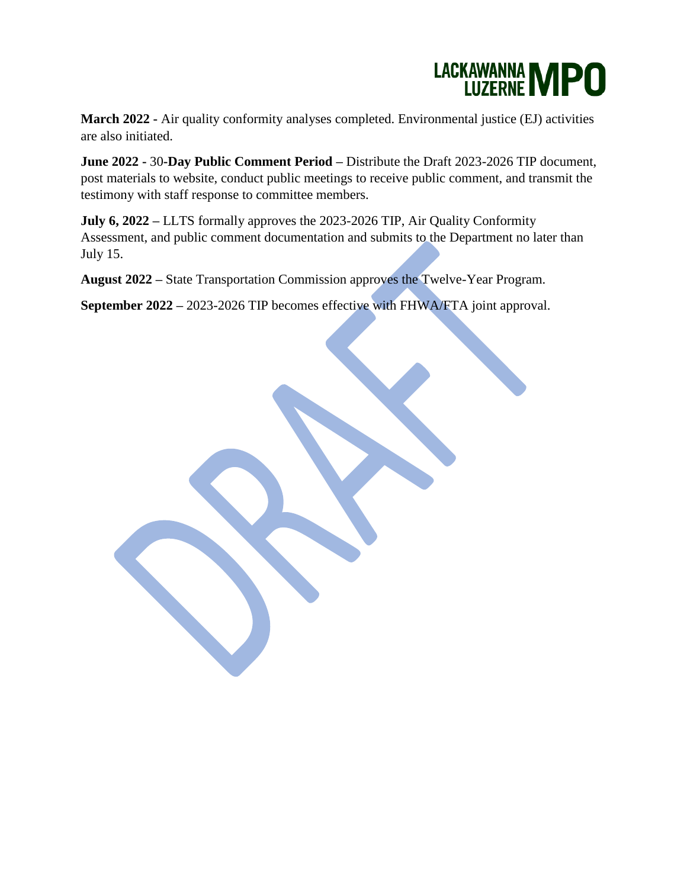**March 2022 -** Air quality conformity analyses completed. Environmental justice (EJ) activities are also initiated.

**June 2022 -** 30-**Day Public Comment Period** – Distribute the Draft 2023-2026 TIP document, post materials to website, conduct public meetings to receive public comment, and transmit the testimony with staff response to committee members.

**July 6, 2022** – LLTS formally approves the 2023-2026 TIP, Air Quality Conformity Assessment, and public comment documentation and submits to the Department no later than July 15.

**August 2022** – State Transportation Commission approves the Twelve-Year Program.

**September 2022** – 2023-2026 TIP becomes effective with FHWA/FTA joint approval.